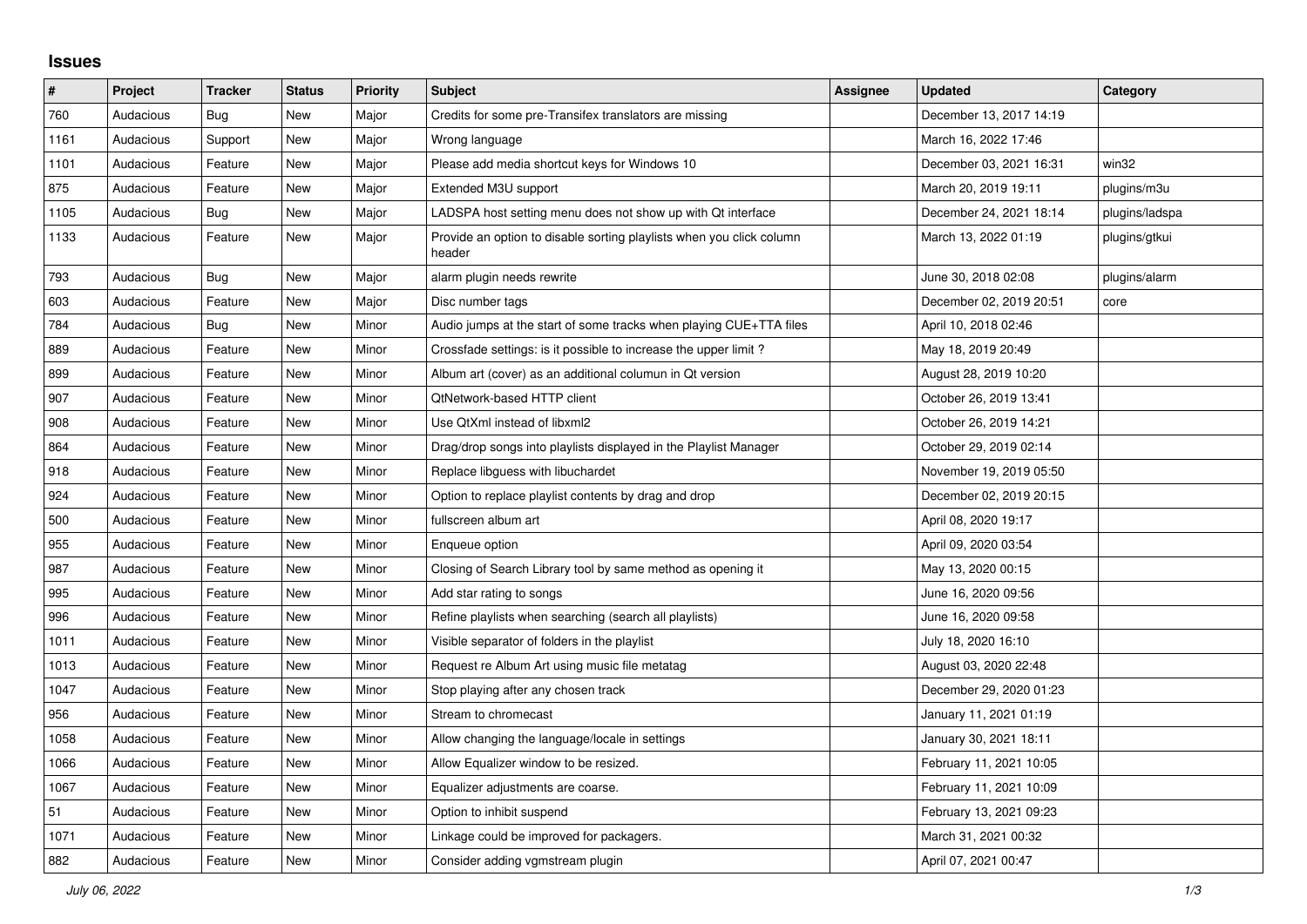## Issues

| # | Project | Tracker | Status | Priority | Subject | Assignee | Updated | Category |
|---|---|---|---|---|---|---|---|---|
| 760 | Audacious | Bug | New | Major | Credits for some pre-Transifex translators are missing | | December 13, 2017 14:19 | |
| 1161 | Audacious | Support | New | Major | Wrong language | | March 16, 2022 17:46 | |
| 1101 | Audacious | Feature | New | Major | Please add media shortcut keys for Windows 10 | | December 03, 2021 16:31 | win32 |
| 875 | Audacious | Feature | New | Major | Extended M3U support | | March 20, 2019 19:11 | plugins/m3u |
| 1105 | Audacious | Bug | New | Major | LADSPA host setting menu does not show up with Qt interface | | December 24, 2021 18:14 | plugins/ladspa |
| 1133 | Audacious | Feature | New | Major | Provide an option to disable sorting playlists when you click column header | | March 13, 2022 01:19 | plugins/gtkui |
| 793 | Audacious | Bug | New | Major | alarm plugin needs rewrite | | June 30, 2018 02:08 | plugins/alarm |
| 603 | Audacious | Feature | New | Major | Disc number tags | | December 02, 2019 20:51 | core |
| 784 | Audacious | Bug | New | Minor | Audio jumps at the start of some tracks when playing CUE+TTA files | | April 10, 2018 02:46 | |
| 889 | Audacious | Feature | New | Minor | Crossfade settings: is it possible to increase the upper limit ? | | May 18, 2019 20:49 | |
| 899 | Audacious | Feature | New | Minor | Album art (cover) as an additional columun in Qt version | | August 28, 2019 10:20 | |
| 907 | Audacious | Feature | New | Minor | QtNetwork-based HTTP client | | October 26, 2019 13:41 | |
| 908 | Audacious | Feature | New | Minor | Use QtXml instead of libxml2 | | October 26, 2019 14:21 | |
| 864 | Audacious | Feature | New | Minor | Drag/drop songs into playlists displayed in the Playlist Manager | | October 29, 2019 02:14 | |
| 918 | Audacious | Feature | New | Minor | Replace libguess with libuchardet | | November 19, 2019 05:50 | |
| 924 | Audacious | Feature | New | Minor | Option to replace playlist contents by drag and drop | | December 02, 2019 20:15 | |
| 500 | Audacious | Feature | New | Minor | fullscreen album art | | April 08, 2020 19:17 | |
| 955 | Audacious | Feature | New | Minor | Enqueue option | | April 09, 2020 03:54 | |
| 987 | Audacious | Feature | New | Minor | Closing of Search Library tool by same method as opening it | | May 13, 2020 00:15 | |
| 995 | Audacious | Feature | New | Minor | Add star rating to songs | | June 16, 2020 09:56 | |
| 996 | Audacious | Feature | New | Minor | Refine playlists when searching (search all playlists) | | June 16, 2020 09:58 | |
| 1011 | Audacious | Feature | New | Minor | Visible separator of folders in the playlist | | July 18, 2020 16:10 | |
| 1013 | Audacious | Feature | New | Minor | Request re Album Art using music file metatag | | August 03, 2020 22:48 | |
| 1047 | Audacious | Feature | New | Minor | Stop playing after any chosen track | | December 29, 2020 01:23 | |
| 956 | Audacious | Feature | New | Minor | Stream to chromecast | | January 11, 2021 01:19 | |
| 1058 | Audacious | Feature | New | Minor | Allow changing the language/locale in settings | | January 30, 2021 18:11 | |
| 1066 | Audacious | Feature | New | Minor | Allow Equalizer window to be resized. | | February 11, 2021 10:05 | |
| 1067 | Audacious | Feature | New | Minor | Equalizer adjustments are coarse. | | February 11, 2021 10:09 | |
| 51 | Audacious | Feature | New | Minor | Option to inhibit suspend | | February 13, 2021 09:23 | |
| 1071 | Audacious | Feature | New | Minor | Linkage could be improved for packagers. | | March 31, 2021 00:32 | |
| 882 | Audacious | Feature | New | Minor | Consider adding vgmstream plugin | | April 07, 2021 00:47 | |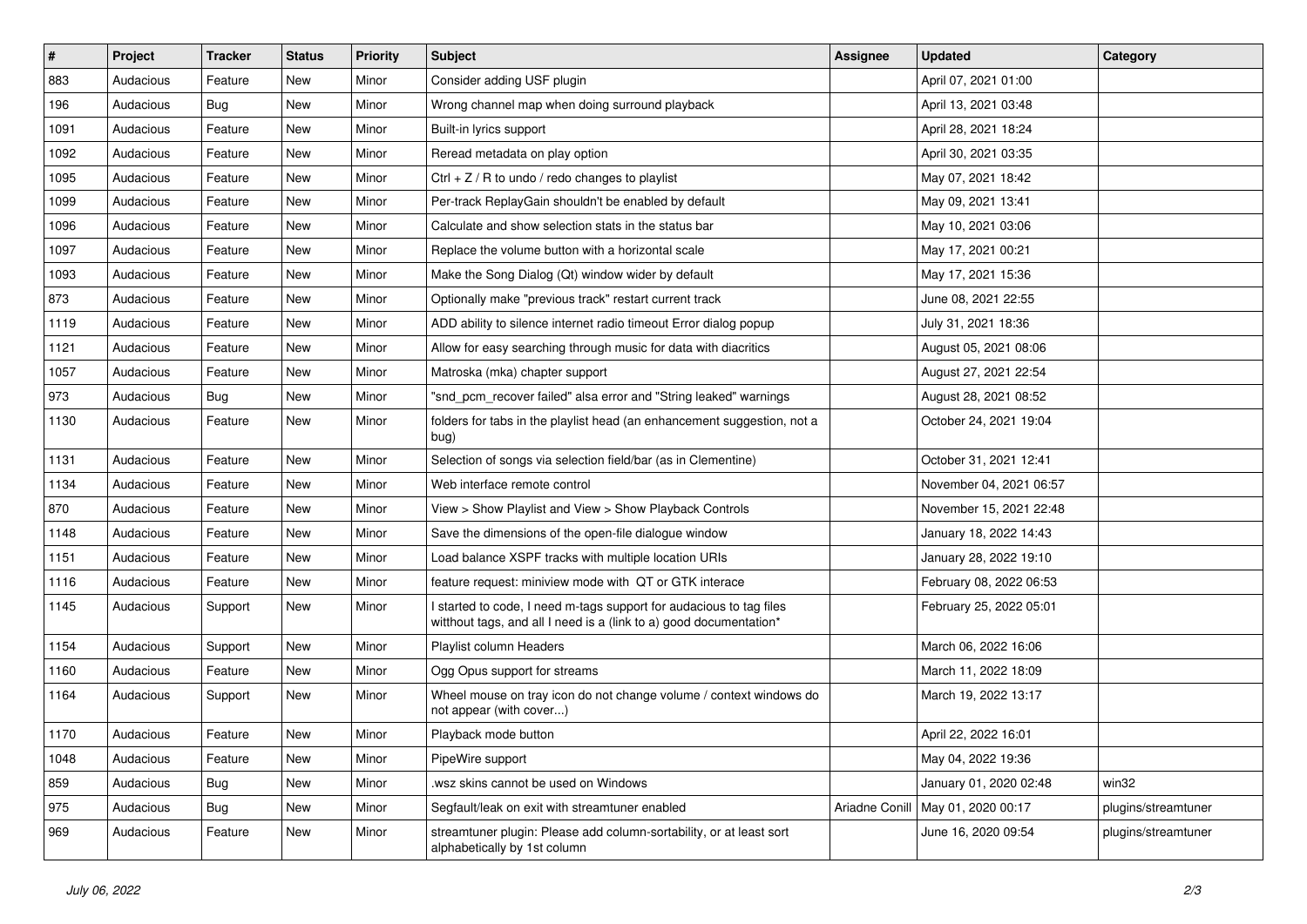| # | Project | Tracker | Status | Priority | Subject | Assignee | Updated | Category |
|---|---|---|---|---|---|---|---|---|
| 883 | Audacious | Feature | New | Minor | Consider adding USF plugin | | April 07, 2021 01:00 | |
| 196 | Audacious | Bug | New | Minor | Wrong channel map when doing surround playback | | April 13, 2021 03:48 | |
| 1091 | Audacious | Feature | New | Minor | Built-in lyrics support | | April 28, 2021 18:24 | |
| 1092 | Audacious | Feature | New | Minor | Reread metadata on play option | | April 30, 2021 03:35 | |
| 1095 | Audacious | Feature | New | Minor | Ctrl + Z / R to undo / redo changes to playlist | | May 07, 2021 18:42 | |
| 1099 | Audacious | Feature | New | Minor | Per-track ReplayGain shouldn't be enabled by default | | May 09, 2021 13:41 | |
| 1096 | Audacious | Feature | New | Minor | Calculate and show selection stats in the status bar | | May 10, 2021 03:06 | |
| 1097 | Audacious | Feature | New | Minor | Replace the volume button with a horizontal scale | | May 17, 2021 00:21 | |
| 1093 | Audacious | Feature | New | Minor | Make the Song Dialog (Qt) window wider by default | | May 17, 2021 15:36 | |
| 873 | Audacious | Feature | New | Minor | Optionally make "previous track" restart current track | | June 08, 2021 22:55 | |
| 1119 | Audacious | Feature | New | Minor | ADD ability to silence internet radio timeout Error dialog popup | | July 31, 2021 18:36 | |
| 1121 | Audacious | Feature | New | Minor | Allow for easy searching through music for data with diacritics | | August 05, 2021 08:06 | |
| 1057 | Audacious | Feature | New | Minor | Matroska (mka) chapter support | | August 27, 2021 22:54 | |
| 973 | Audacious | Bug | New | Minor | "snd_pcm_recover failed" alsa error and "String leaked" warnings | | August 28, 2021 08:52 | |
| 1130 | Audacious | Feature | New | Minor | folders for tabs in the playlist head (an enhancement suggestion, not a bug) | | October 24, 2021 19:04 | |
| 1131 | Audacious | Feature | New | Minor | Selection of songs via selection field/bar (as in Clementine) | | October 31, 2021 12:41 | |
| 1134 | Audacious | Feature | New | Minor | Web interface remote control | | November 04, 2021 06:57 | |
| 870 | Audacious | Feature | New | Minor | View > Show Playlist and View > Show Playback Controls | | November 15, 2021 22:48 | |
| 1148 | Audacious | Feature | New | Minor | Save the dimensions of the open-file dialogue window | | January 18, 2022 14:43 | |
| 1151 | Audacious | Feature | New | Minor | Load balance XSPF tracks with multiple location URIs | | January 28, 2022 19:10 | |
| 1116 | Audacious | Feature | New | Minor | feature request: miniview mode with QT or GTK interace | | February 08, 2022 06:53 | |
| 1145 | Audacious | Support | New | Minor | I started to code, I need m-tags support for audacious to tag files witthout tags, and all I need is a (link to a) good documentation* | | February 25, 2022 05:01 | |
| 1154 | Audacious | Support | New | Minor | Playlist column Headers | | March 06, 2022 16:06 | |
| 1160 | Audacious | Feature | New | Minor | Ogg Opus support for streams | | March 11, 2022 18:09 | |
| 1164 | Audacious | Support | New | Minor | Wheel mouse on tray icon do not change volume / context windows do not appear (with cover...) | | March 19, 2022 13:17 | |
| 1170 | Audacious | Feature | New | Minor | Playback mode button | | April 22, 2022 16:01 | |
| 1048 | Audacious | Feature | New | Minor | PipeWire support | | May 04, 2022 19:36 | |
| 859 | Audacious | Bug | New | Minor | .wsz skins cannot be used on Windows | | January 01, 2020 02:48 | win32 |
| 975 | Audacious | Bug | New | Minor | Segfault/leak on exit with streamtuner enabled | Ariadne Conill | May 01, 2020 00:17 | plugins/streamtuner |
| 969 | Audacious | Feature | New | Minor | streamtuner plugin: Please add column-sortability, or at least sort alphabetically by 1st column | | June 16, 2020 09:54 | plugins/streamtuner |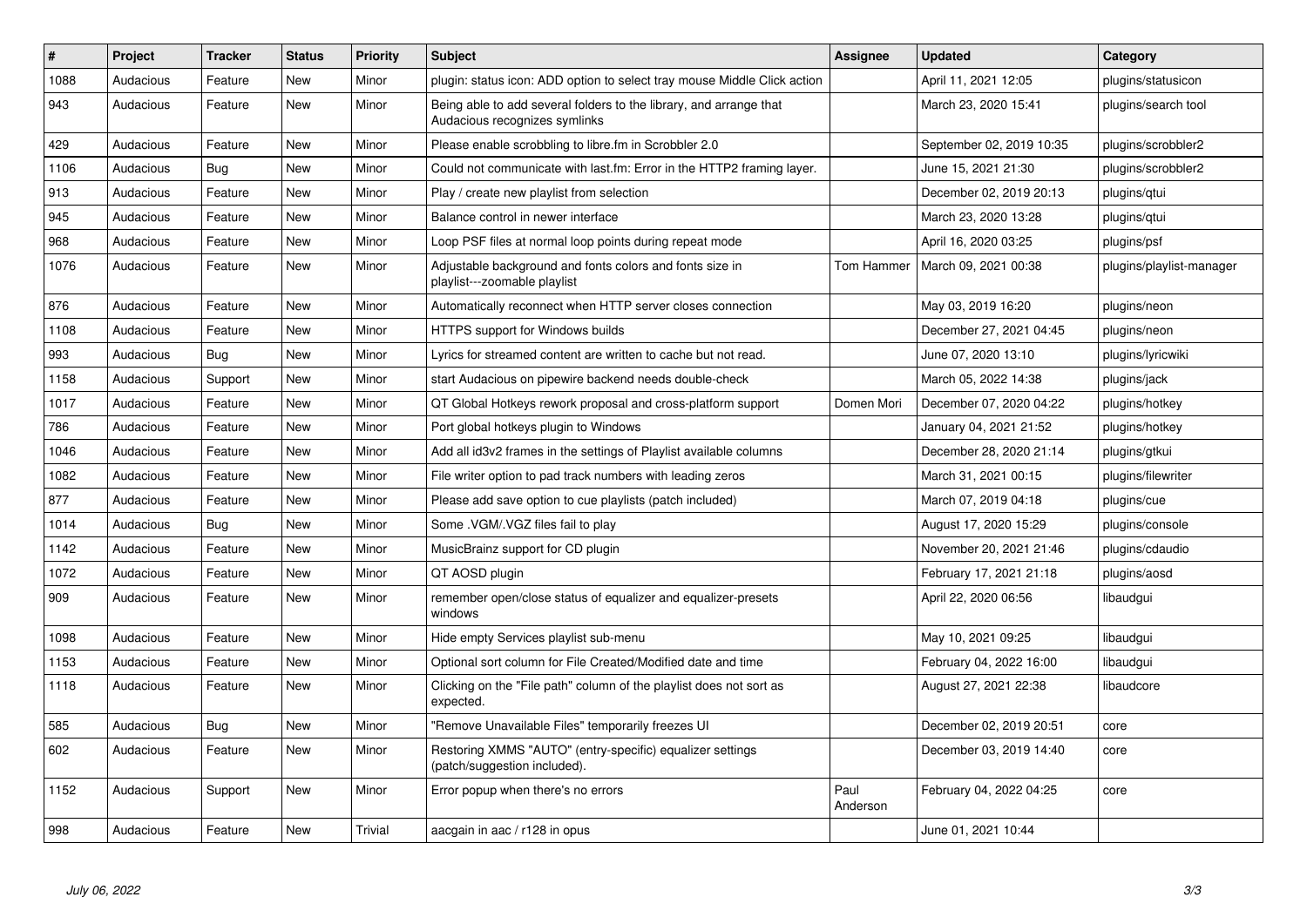| # | Project | Tracker | Status | Priority | Subject | Assignee | Updated | Category |
|---|---|---|---|---|---|---|---|---|
| 1088 | Audacious | Feature | New | Minor | plugin: status icon: ADD option to select tray mouse Middle Click action | | April 11, 2021 12:05 | plugins/statusicon |
| 943 | Audacious | Feature | New | Minor | Being able to add several folders to the library, and arrange that Audacious recognizes symlinks | | March 23, 2020 15:41 | plugins/search tool |
| 429 | Audacious | Feature | New | Minor | Please enable scrobbling to libre.fm in Scrobbler 2.0 | | September 02, 2019 10:35 | plugins/scrobbler2 |
| 1106 | Audacious | Bug | New | Minor | Could not communicate with last.fm: Error in the HTTP2 framing layer. | | June 15, 2021 21:30 | plugins/scrobbler2 |
| 913 | Audacious | Feature | New | Minor | Play / create new playlist from selection | | December 02, 2019 20:13 | plugins/qtui |
| 945 | Audacious | Feature | New | Minor | Balance control in newer interface | | March 23, 2020 13:28 | plugins/qtui |
| 968 | Audacious | Feature | New | Minor | Loop PSF files at normal loop points during repeat mode | | April 16, 2020 03:25 | plugins/psf |
| 1076 | Audacious | Feature | New | Minor | Adjustable background and fonts colors and fonts size in playlist---zoomable playlist | Tom Hammer | March 09, 2021 00:38 | plugins/playlist-manager |
| 876 | Audacious | Feature | New | Minor | Automatically reconnect when HTTP server closes connection | | May 03, 2019 16:20 | plugins/neon |
| 1108 | Audacious | Feature | New | Minor | HTTPS support for Windows builds | | December 27, 2021 04:45 | plugins/neon |
| 993 | Audacious | Bug | New | Minor | Lyrics for streamed content are written to cache but not read. | | June 07, 2020 13:10 | plugins/lyricwiki |
| 1158 | Audacious | Support | New | Minor | start Audacious on pipewire backend needs double-check | | March 05, 2022 14:38 | plugins/jack |
| 1017 | Audacious | Feature | New | Minor | QT Global Hotkeys rework proposal and cross-platform support | Domen Mori | December 07, 2020 04:22 | plugins/hotkey |
| 786 | Audacious | Feature | New | Minor | Port global hotkeys plugin to Windows | | January 04, 2021 21:52 | plugins/hotkey |
| 1046 | Audacious | Feature | New | Minor | Add all id3v2 frames in the settings of Playlist available columns | | December 28, 2020 21:14 | plugins/gtkui |
| 1082 | Audacious | Feature | New | Minor | File writer option to pad track numbers with leading zeros | | March 31, 2021 00:15 | plugins/filewriter |
| 877 | Audacious | Feature | New | Minor | Please add save option to cue playlists (patch included) | | March 07, 2019 04:18 | plugins/cue |
| 1014 | Audacious | Bug | New | Minor | Some .VGM/.VGZ files fail to play | | August 17, 2020 15:29 | plugins/console |
| 1142 | Audacious | Feature | New | Minor | MusicBrainz support for CD plugin | | November 20, 2021 21:46 | plugins/cdaudio |
| 1072 | Audacious | Feature | New | Minor | QT AOSD plugin | | February 17, 2021 21:18 | plugins/aosd |
| 909 | Audacious | Feature | New | Minor | remember open/close status of equalizer and equalizer-presets windows | | April 22, 2020 06:56 | libaudgui |
| 1098 | Audacious | Feature | New | Minor | Hide empty Services playlist sub-menu | | May 10, 2021 09:25 | libaudgui |
| 1153 | Audacious | Feature | New | Minor | Optional sort column for File Created/Modified date and time | | February 04, 2022 16:00 | libaudgui |
| 1118 | Audacious | Feature | New | Minor | Clicking on the "File path" column of the playlist does not sort as expected. | | August 27, 2021 22:38 | libaudcore |
| 585 | Audacious | Bug | New | Minor | "Remove Unavailable Files" temporarily freezes UI | | December 02, 2019 20:51 | core |
| 602 | Audacious | Feature | New | Minor | Restoring XMMS "AUTO" (entry-specific) equalizer settings (patch/suggestion included). | | December 03, 2019 14:40 | core |
| 1152 | Audacious | Support | New | Minor | Error popup when there's no errors | Paul Anderson | February 04, 2022 04:25 | core |
| 998 | Audacious | Feature | New | Trivial | aacgain in aac / r128 in opus | | June 01, 2021 10:44 | |

*July 06, 2022*